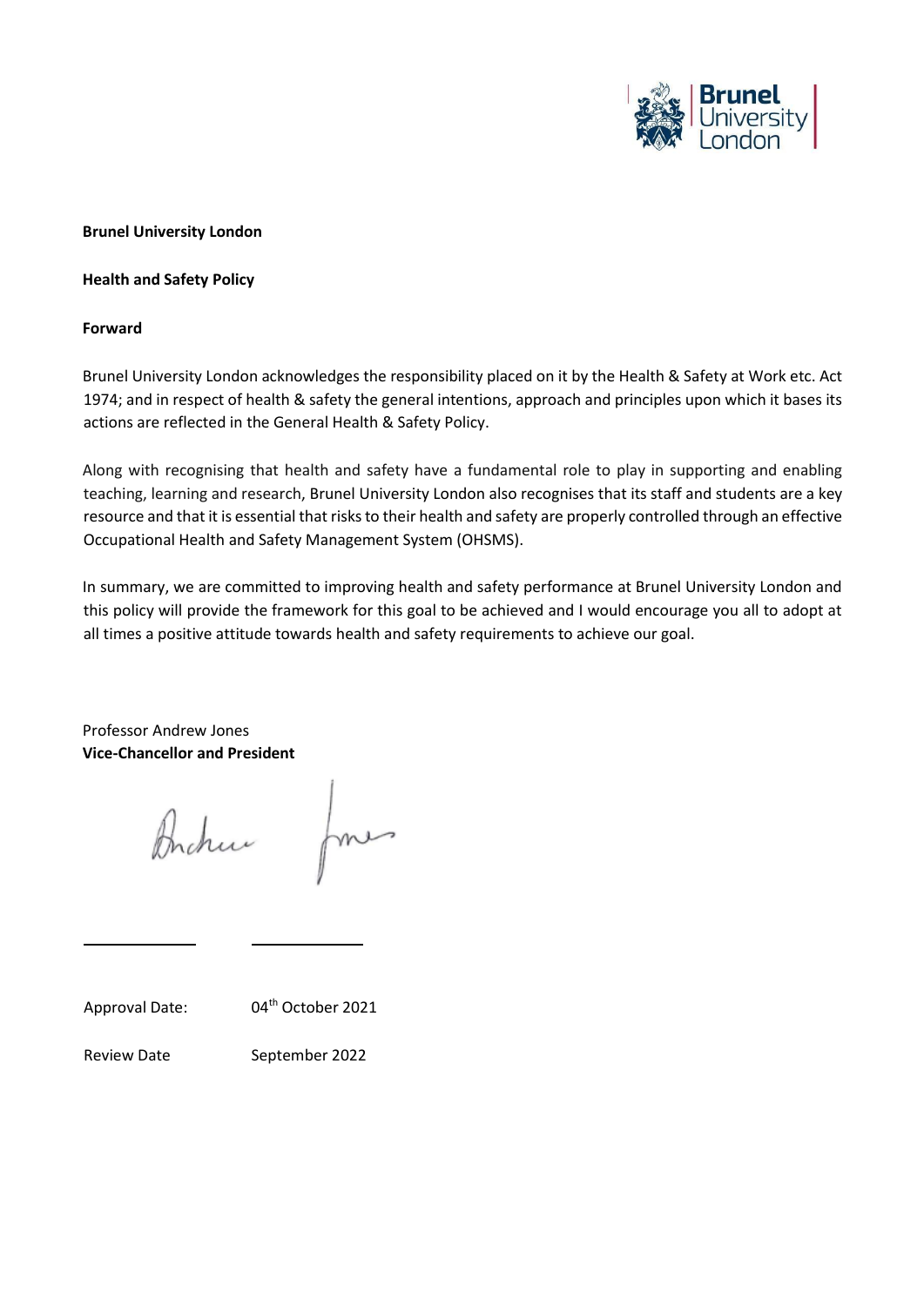**Brunel University London**

**Health and Safety Policy**

**Forward**

Brunel University London acknowledges the responsibility placed on it by the Health & Safety at Work etc. Act 1974; and in respect of health & safety the general intentions, approach and principles upon which it bases its actions are reflected in the General Health & Safety Policy.

Along with recognising that health and safety have a fundamental role to play in supporting and enabling teaching, learning and research, Brunel University London also recognises that its staff and students are a key resource and that it is essential that risks to their health and safety are properly controlled through an effective Occupational Health and Safety Management System (OHSMS).

In summary, we are committed to improving health and safety performance at Brunel University London and this policy will provide the framework for this goal to be achieved and I would encourage you all to adopt at all times a positive attitude towards health and safety requirements to achieve our goal.

Professor Andrew Jones
**Vice-Chancellor and President**

Approval Date: 04th October 2021

Review Date September 2022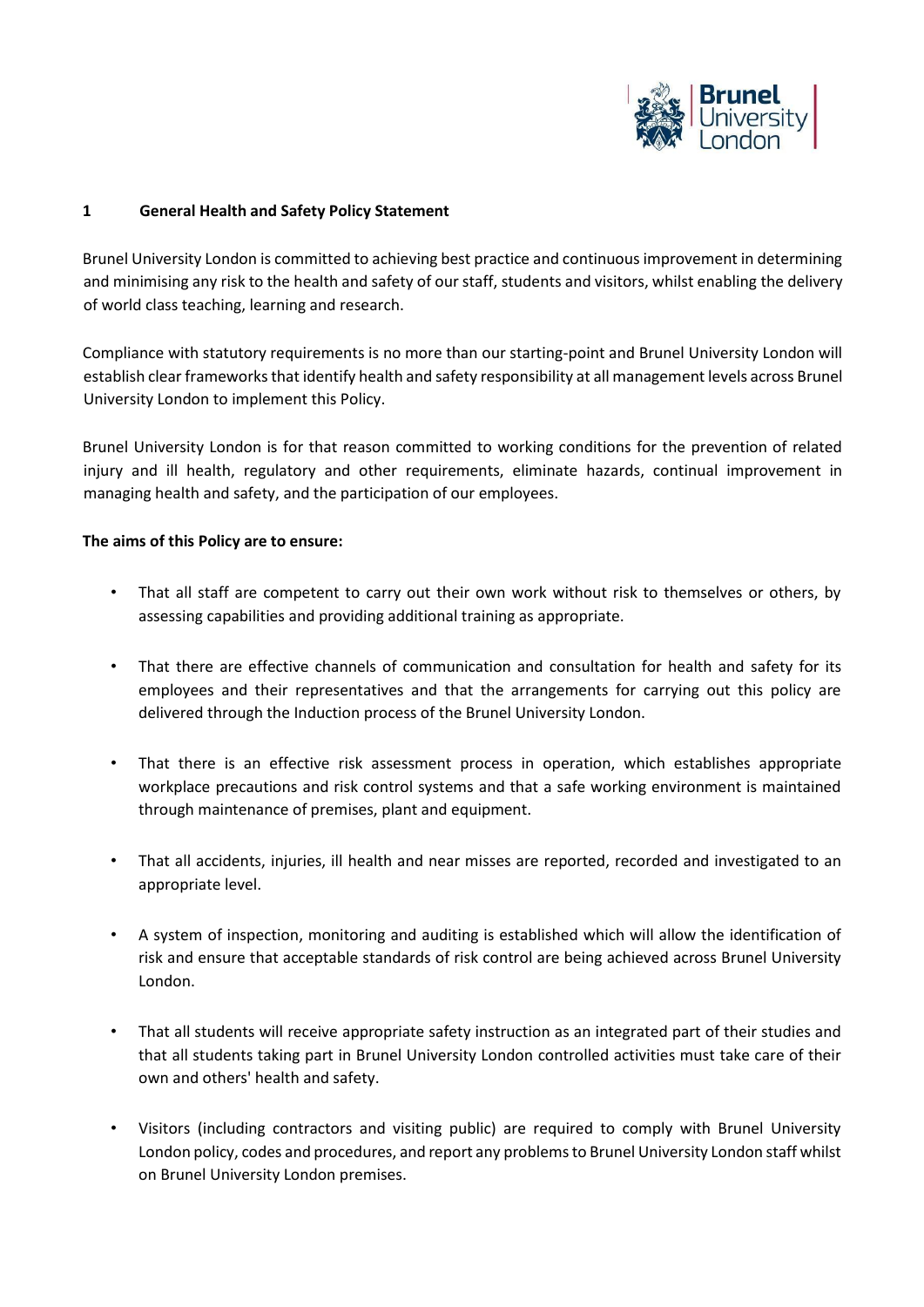## 1 General Health and Safety Policy Statement

Brunel University London is committed to achieving best practice and continuous improvement in determining and minimising any risk to the health and safety of our staff, students and visitors, whilst enabling the delivery of world class teaching, learning and research.

Compliance with statutory requirements is no more than our starting-point and Brunel University London will establish clear frameworks that identify health and safety responsibility at all management levels across Brunel University London to implement this Policy.

Brunel University London is for that reason committed to working conditions for the prevention of related injury and ill health, regulatory and other requirements, eliminate hazards, continual improvement in managing health and safety, and the participation of our employees.

**The aims of this Policy are to ensure:**

- That all staff are competent to carry out their own work without risk to themselves or others, by assessing capabilities and providing additional training as appropriate.
- That there are effective channels of communication and consultation for health and safety for its employees and their representatives and that the arrangements for carrying out this policy are delivered through the Induction process of the Brunel University London.
- That there is an effective risk assessment process in operation, which establishes appropriate workplace precautions and risk control systems and that a safe working environment is maintained through maintenance of premises, plant and equipment.
- That all accidents, injuries, ill health and near misses are reported, recorded and investigated to an appropriate level.
- A system of inspection, monitoring and auditing is established which will allow the identification of risk and ensure that acceptable standards of risk control are being achieved across Brunel University London.
- That all students will receive appropriate safety instruction as an integrated part of their studies and that all students taking part in Brunel University London controlled activities must take care of their own and others' health and safety.
- Visitors (including contractors and visiting public) are required to comply with Brunel University London policy, codes and procedures, and report any problems to Brunel University London staff whilst on Brunel University London premises.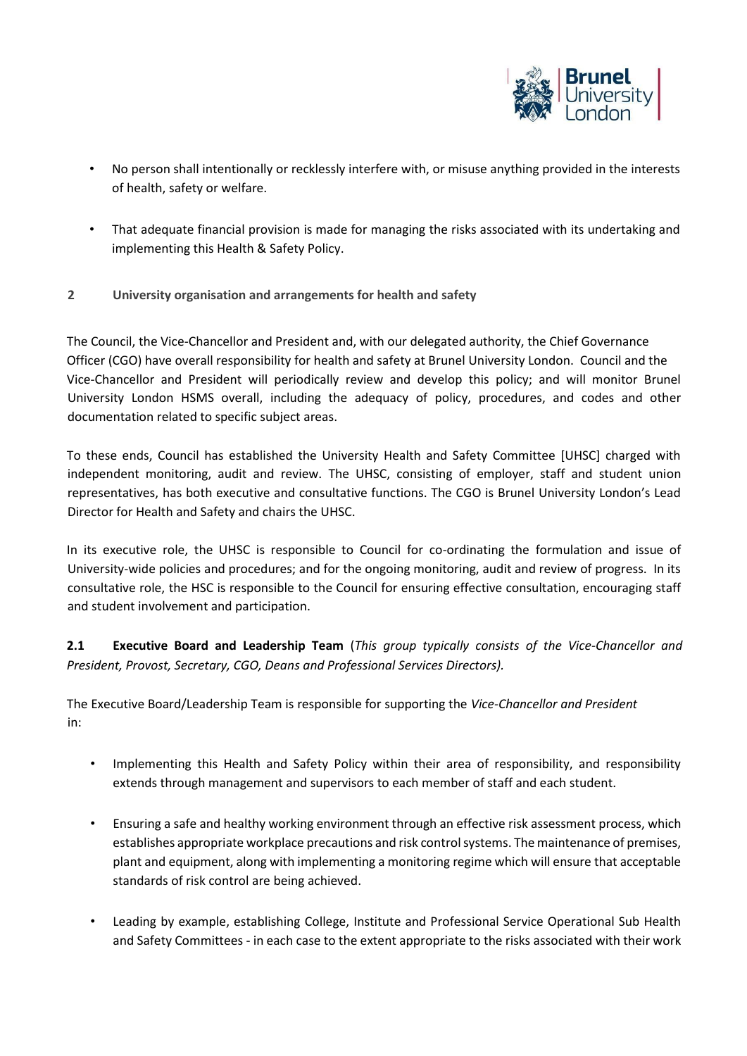- No person shall intentionally or recklessly interfere with, or misuse anything provided in the interests of health, safety or welfare.

- That adequate financial provision is made for managing the risks associated with its undertaking and implementing this Health & Safety Policy.

## 2 University organisation and arrangements for health and safety

The Council, the Vice-Chancellor and President and, with our delegated authority, the Chief Governance Officer (CGO) have overall responsibility for health and safety at Brunel University London. Council and the Vice-Chancellor and President will periodically review and develop this policy; and will monitor Brunel University London HSMS overall, including the adequacy of policy, procedures, and codes and other documentation related to specific subject areas.

To these ends, Council has established the University Health and Safety Committee [UHSC] charged with independent monitoring, audit and review. The UHSC, consisting of employer, staff and student union representatives, has both executive and consultative functions. The CGO is Brunel University London's Lead Director for Health and Safety and chairs the UHSC.

In its executive role, the UHSC is responsible to Council for co-ordinating the formulation and issue of University-wide policies and procedures; and for the ongoing monitoring, audit and review of progress. In its consultative role, the HSC is responsible to the Council for ensuring effective consultation, encouraging staff and student involvement and participation.

### 2.1 Executive Board and Leadership Team (*This group typically consists of the Vice-Chancellor and President, Provost, Secretary, CGO, Deans and Professional Services Directors).*

The Executive Board/Leadership Team is responsible for supporting the *Vice-Chancellor and President* in:

- Implementing this Health and Safety Policy within their area of responsibility, and responsibility extends through management and supervisors to each member of staff and each student.

- Ensuring a safe and healthy working environment through an effective risk assessment process, which establishes appropriate workplace precautions and risk control systems. The maintenance of premises, plant and equipment, along with implementing a monitoring regime which will ensure that acceptable standards of risk control are being achieved.

- Leading by example, establishing College, Institute and Professional Service Operational Sub Health and Safety Committees - in each case to the extent appropriate to the risks associated with their work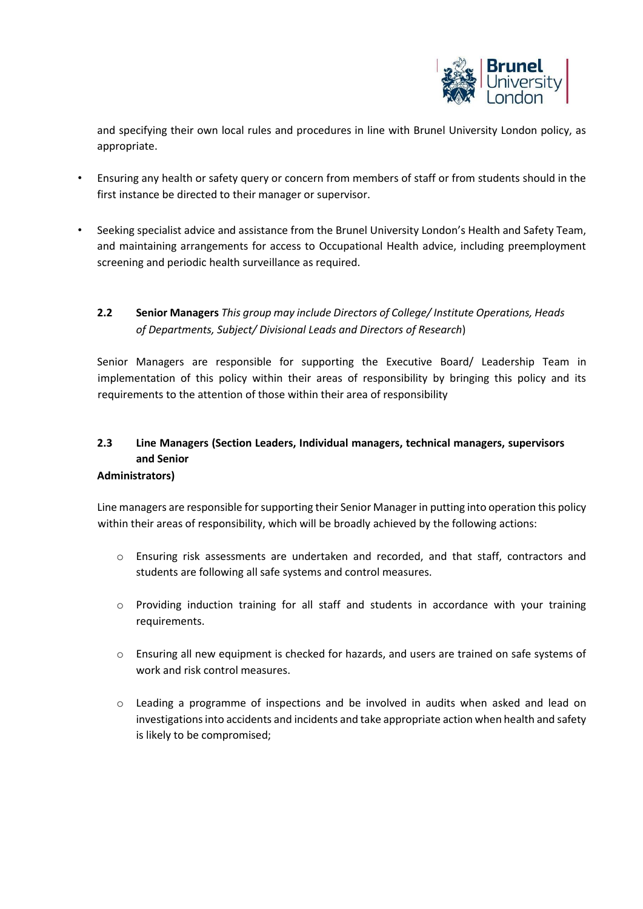and specifying their own local rules and procedures in line with Brunel University London policy, as appropriate.

- Ensuring any health or safety query or concern from members of staff or from students should in the first instance be directed to their manager or supervisor.

- Seeking specialist advice and assistance from the Brunel University London's Health and Safety Team, and maintaining arrangements for access to Occupational Health advice, including preemployment screening and periodic health surveillance as required.

### 2.2 Senior Managers *This group may include Directors of College/ Institute Operations, Heads of Departments, Subject/ Divisional Leads and Directors of Research*)

Senior Managers are responsible for supporting the Executive Board/ Leadership Team in implementation of this policy within their areas of responsibility by bringing this policy and its requirements to the attention of those within their area of responsibility

### 2.3 Line Managers (Section Leaders, Individual managers, technical managers, supervisors and Senior Administrators)

Line managers are responsible for supporting their Senior Manager in putting into operation this policy within their areas of responsibility, which will be broadly achieved by the following actions:

- Ensuring risk assessments are undertaken and recorded, and that staff, contractors and students are following all safe systems and control measures.

- Providing induction training for all staff and students in accordance with your training requirements.

- Ensuring all new equipment is checked for hazards, and users are trained on safe systems of work and risk control measures.

- Leading a programme of inspections and be involved in audits when asked and lead on investigations into accidents and incidents and take appropriate action when health and safety is likely to be compromised;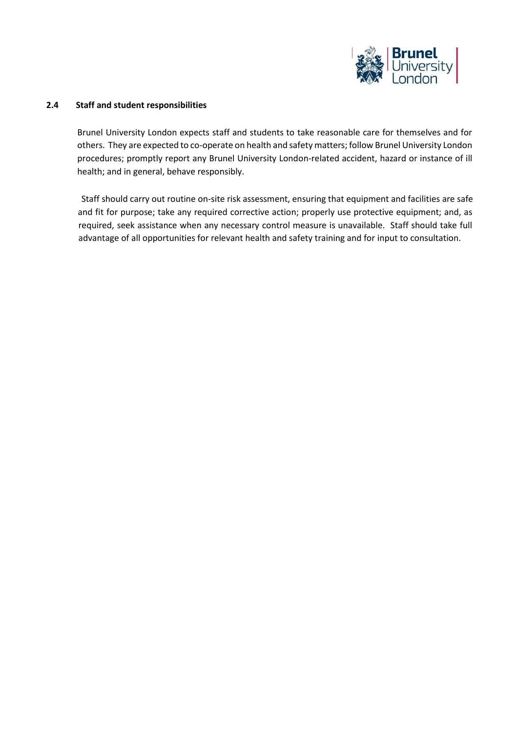### 2.4 Staff and student responsibilities

Brunel University London expects staff and students to take reasonable care for themselves and for others. They are expected to co-operate on health and safety matters; follow Brunel University London procedures; promptly report any Brunel University London-related accident, hazard or instance of ill health; and in general, behave responsibly.

Staff should carry out routine on-site risk assessment, ensuring that equipment and facilities are safe and fit for purpose; take any required corrective action; properly use protective equipment; and, as required, seek assistance when any necessary control measure is unavailable. Staff should take full advantage of all opportunities for relevant health and safety training and for input to consultation.